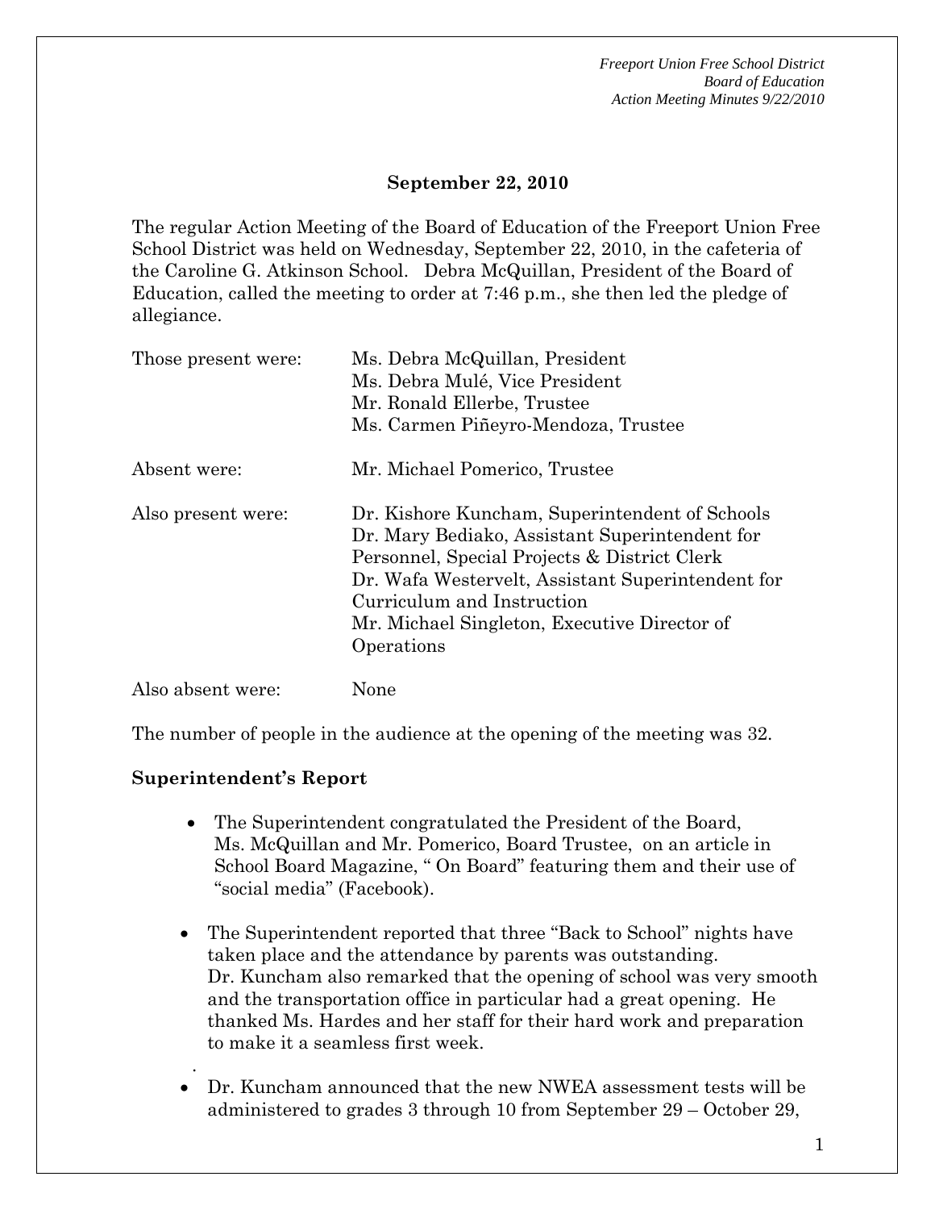**September 22, 2010**

The regular Action Meeting of the Board of Education of the Freeport Union Free School District was held on Wednesday, September 22, 2010, in the cafeteria of the Caroline G. Atkinson School. Debra McQuillan, President of the Board of Education, called the meeting to order at 7:46 p.m., she then led the pledge of allegiance.

| | |
|---|---|
| Those present were: | Ms. Debra McQuillan, President<br>Ms. Debra Mulé, Vice President<br>Mr. Ronald Ellerbe, Trustee<br>Ms. Carmen Piñeyro-Mendoza, Trustee |
| Absent were: | Mr. Michael Pomerico, Trustee |
| Also present were: | Dr. Kishore Kuncham, Superintendent of Schools<br>Dr. Mary Bediako, Assistant Superintendent for Personnel, Special Projects & District Clerk<br>Dr. Wafa Westervelt, Assistant Superintendent for Curriculum and Instruction<br>Mr. Michael Singleton, Executive Director of Operations |
| Also absent were: | None |

The number of people in the audience at the opening of the meeting was 32.

**Superintendent's Report**

- The Superintendent congratulated the President of the Board, Ms. McQuillan and Mr. Pomerico, Board Trustee, on an article in School Board Magazine, " On Board" featuring them and their use of "social media" (Facebook).

- The Superintendent reported that three "Back to School" nights have taken place and the attendance by parents was outstanding. Dr. Kuncham also remarked that the opening of school was very smooth and the transportation office in particular had a great opening. He thanked Ms. Hardes and her staff for their hard work and preparation to make it a seamless first week.

- Dr. Kuncham announced that the new NWEA assessment tests will be administered to grades 3 through 10 from September 29 – October 29,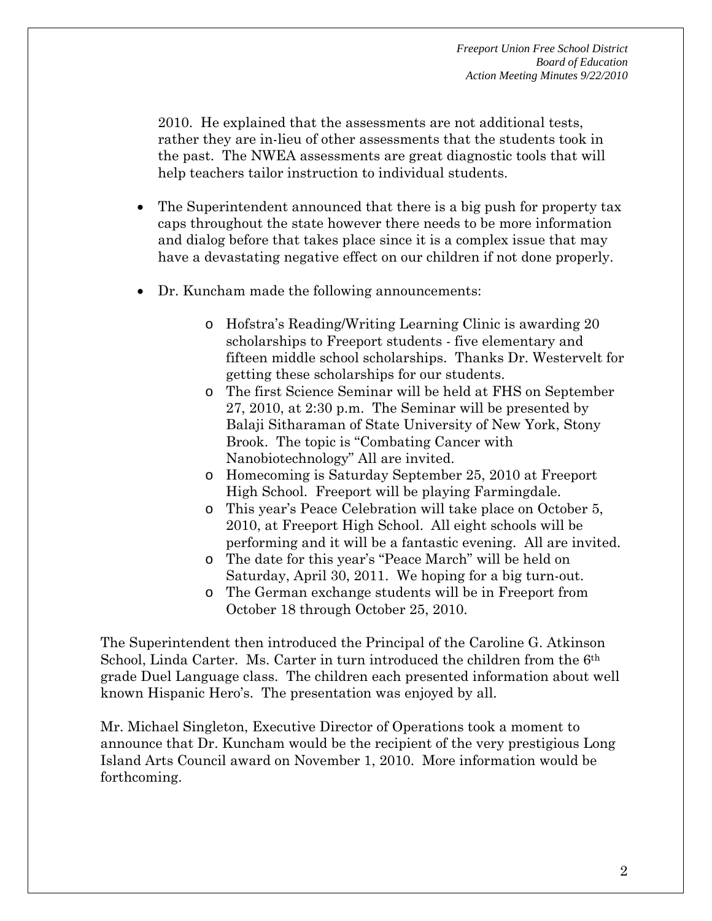2010. He explained that the assessments are not additional tests, rather they are in-lieu of other assessments that the students took in the past. The NWEA assessments are great diagnostic tools that will help teachers tailor instruction to individual students.

- The Superintendent announced that there is a big push for property tax caps throughout the state however there needs to be more information and dialog before that takes place since it is a complex issue that may have a devastating negative effect on our children if not done properly.

- Dr. Kuncham made the following announcements:

  - Hofstra's Reading/Writing Learning Clinic is awarding 20 scholarships to Freeport students - five elementary and fifteen middle school scholarships. Thanks Dr. Westervelt for getting these scholarships for our students.
  - The first Science Seminar will be held at FHS on September 27, 2010, at 2:30 p.m. The Seminar will be presented by Balaji Sitharaman of State University of New York, Stony Brook. The topic is "Combating Cancer with Nanobiotechnology" All are invited.
  - Homecoming is Saturday September 25, 2010 at Freeport High School. Freeport will be playing Farmingdale.
  - This year's Peace Celebration will take place on October 5, 2010, at Freeport High School. All eight schools will be performing and it will be a fantastic evening. All are invited.
  - The date for this year's "Peace March" will be held on Saturday, April 30, 2011. We hoping for a big turn-out.
  - The German exchange students will be in Freeport from October 18 through October 25, 2010.

The Superintendent then introduced the Principal of the Caroline G. Atkinson School, Linda Carter. Ms. Carter in turn introduced the children from the 6th grade Duel Language class. The children each presented information about well known Hispanic Hero's. The presentation was enjoyed by all.

Mr. Michael Singleton, Executive Director of Operations took a moment to announce that Dr. Kuncham would be the recipient of the very prestigious Long Island Arts Council award on November 1, 2010. More information would be forthcoming.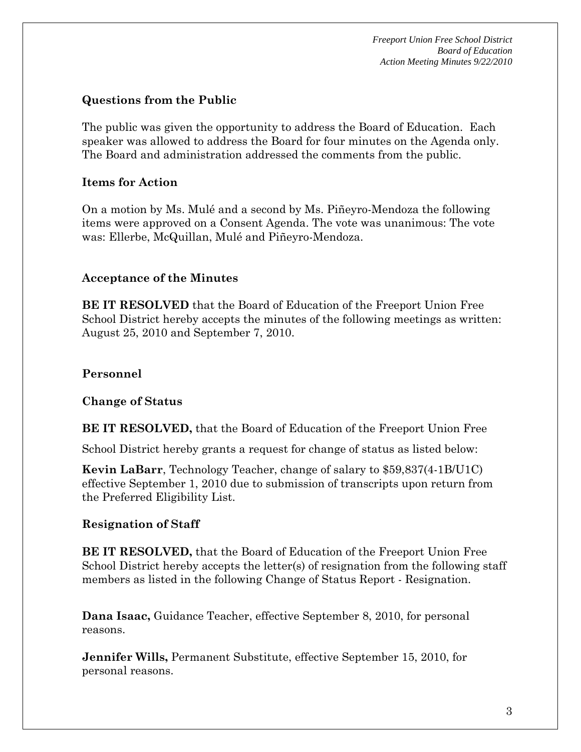### Questions from the Public

The public was given the opportunity to address the Board of Education. Each speaker was allowed to address the Board for four minutes on the Agenda only. The Board and administration addressed the comments from the public.

### Items for Action

On a motion by Ms. Mulé and a second by Ms. Piñeyro-Mendoza the following items were approved on a Consent Agenda. The vote was unanimous: The vote was: Ellerbe, McQuillan, Mulé and Piñeyro-Mendoza.

### Acceptance of the Minutes

**BE IT RESOLVED** that the Board of Education of the Freeport Union Free School District hereby accepts the minutes of the following meetings as written: August 25, 2010 and September 7, 2010.

### Personnel

#### Change of Status

**BE IT RESOLVED,** that the Board of Education of the Freeport Union Free School District hereby grants a request for change of status as listed below:

**Kevin LaBarr**, Technology Teacher, change of salary to $59,837(4-1B/U1C) effective September 1, 2010 due to submission of transcripts upon return from the Preferred Eligibility List.

#### Resignation of Staff

**BE IT RESOLVED,** that the Board of Education of the Freeport Union Free School District hereby accepts the letter(s) of resignation from the following staff members as listed in the following Change of Status Report - Resignation.

**Dana Isaac,** Guidance Teacher, effective September 8, 2010, for personal reasons.

**Jennifer Wills,** Permanent Substitute, effective September 15, 2010, for personal reasons.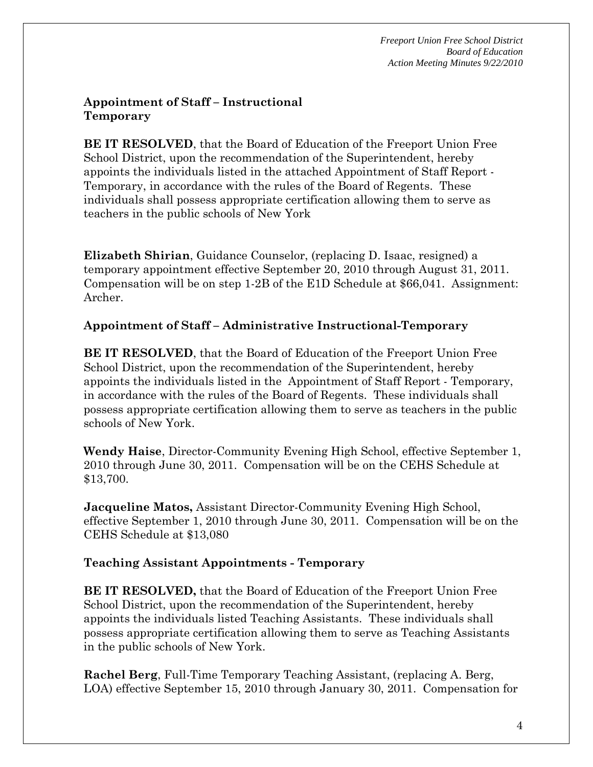## Appointment of Staff – Instructional Temporary

**BE IT RESOLVED**, that the Board of Education of the Freeport Union Free School District, upon the recommendation of the Superintendent, hereby appoints the individuals listed in the attached Appointment of Staff Report - Temporary, in accordance with the rules of the Board of Regents. These individuals shall possess appropriate certification allowing them to serve as teachers in the public schools of New York

**Elizabeth Shirian**, Guidance Counselor, (replacing D. Isaac, resigned) a temporary appointment effective September 20, 2010 through August 31, 2011. Compensation will be on step 1-2B of the E1D Schedule at $66,041. Assignment: Archer.

## Appointment of Staff – Administrative Instructional-Temporary

**BE IT RESOLVED**, that the Board of Education of the Freeport Union Free School District, upon the recommendation of the Superintendent, hereby appoints the individuals listed in the Appointment of Staff Report - Temporary, in accordance with the rules of the Board of Regents. These individuals shall possess appropriate certification allowing them to serve as teachers in the public schools of New York.

**Wendy Haise**, Director-Community Evening High School, effective September 1, 2010 through June 30, 2011. Compensation will be on the CEHS Schedule at $13,700.

**Jacqueline Matos,** Assistant Director-Community Evening High School, effective September 1, 2010 through June 30, 2011. Compensation will be on the CEHS Schedule at $13,080

## Teaching Assistant Appointments - Temporary

**BE IT RESOLVED,** that the Board of Education of the Freeport Union Free School District, upon the recommendation of the Superintendent, hereby appoints the individuals listed Teaching Assistants. These individuals shall possess appropriate certification allowing them to serve as Teaching Assistants in the public schools of New York.

**Rachel Berg**, Full-Time Temporary Teaching Assistant, (replacing A. Berg, LOA) effective September 15, 2010 through January 30, 2011. Compensation for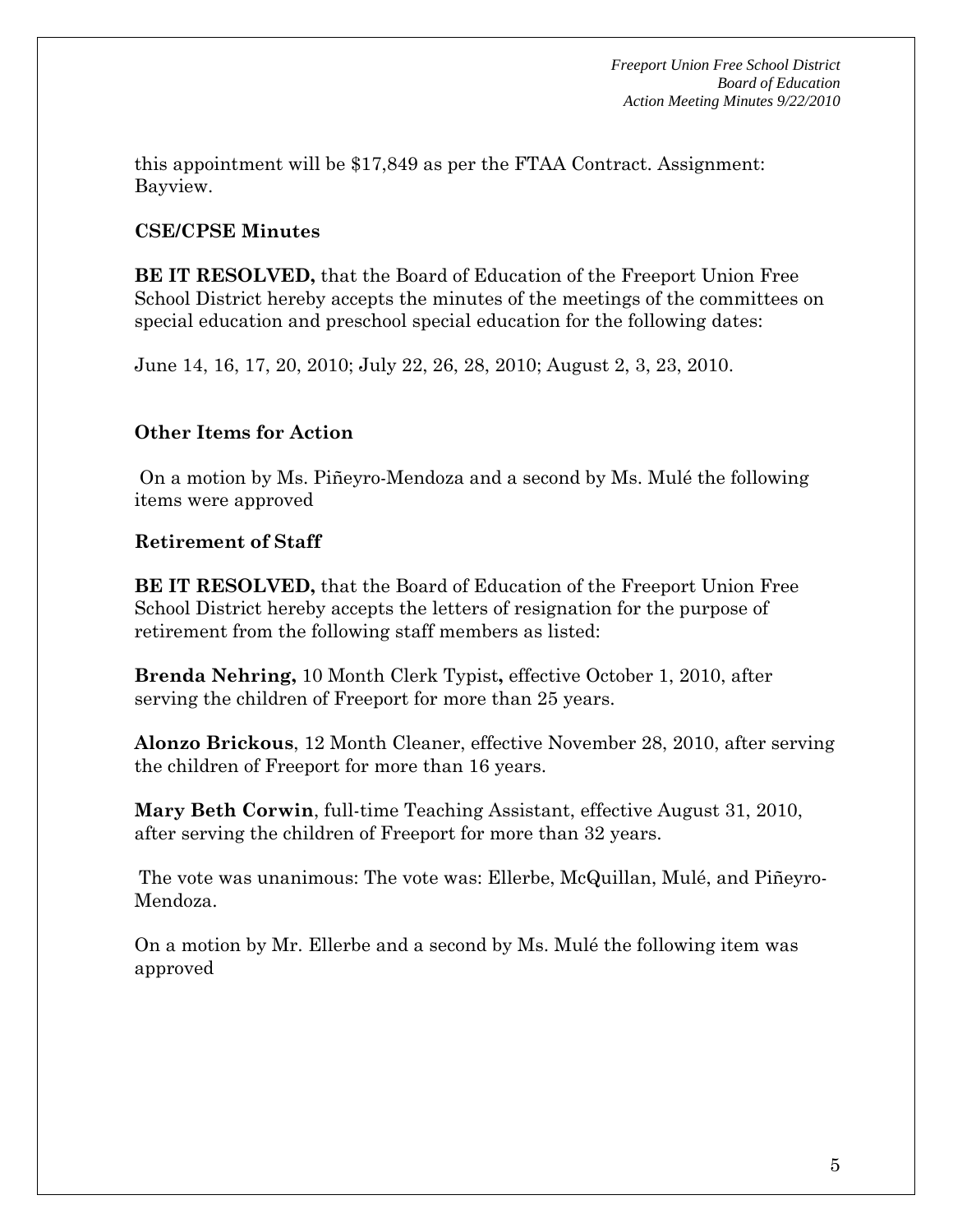this appointment will be $17,849 as per the FTAA Contract. Assignment: Bayview.

**CSE/CPSE Minutes**

**BE IT RESOLVED,** that the Board of Education of the Freeport Union Free School District hereby accepts the minutes of the meetings of the committees on special education and preschool special education for the following dates:

June 14, 16, 17, 20, 2010; July 22, 26, 28, 2010; August 2, 3, 23, 2010.

**Other Items for Action**

On a motion by Ms. Piñeyro-Mendoza and a second by Ms. Mulé the following items were approved

**Retirement of Staff**

**BE IT RESOLVED,** that the Board of Education of the Freeport Union Free School District hereby accepts the letters of resignation for the purpose of retirement from the following staff members as listed:

**Brenda Nehring,** 10 Month Clerk Typist**,** effective October 1, 2010, after serving the children of Freeport for more than 25 years.

**Alonzo Brickous**, 12 Month Cleaner, effective November 28, 2010, after serving the children of Freeport for more than 16 years.

**Mary Beth Corwin**, full-time Teaching Assistant, effective August 31, 2010, after serving the children of Freeport for more than 32 years.

The vote was unanimous: The vote was: Ellerbe, McQuillan, Mulé, and Piñeyro-Mendoza.

On a motion by Mr. Ellerbe and a second by Ms. Mulé the following item was approved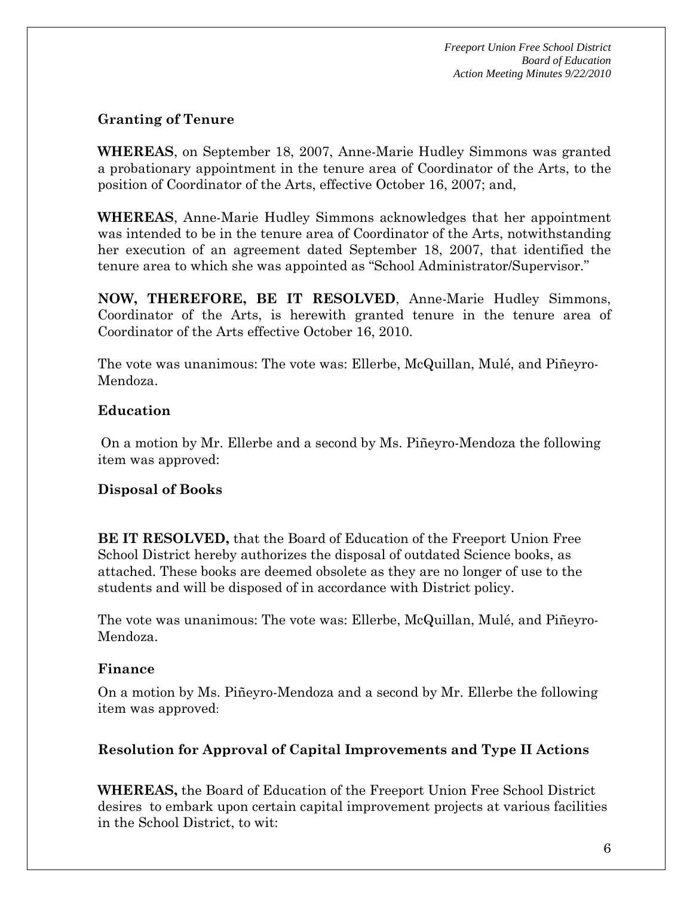### Granting of Tenure

**WHEREAS**, on September 18, 2007, Anne-Marie Hudley Simmons was granted a probationary appointment in the tenure area of Coordinator of the Arts, to the position of Coordinator of the Arts, effective October 16, 2007; and,

**WHEREAS**, Anne-Marie Hudley Simmons acknowledges that her appointment was intended to be in the tenure area of Coordinator of the Arts, notwithstanding her execution of an agreement dated September 18, 2007, that identified the tenure area to which she was appointed as "School Administrator/Supervisor."

**NOW, THEREFORE, BE IT RESOLVED**, Anne-Marie Hudley Simmons, Coordinator of the Arts, is herewith granted tenure in the tenure area of Coordinator of the Arts effective October 16, 2010.

The vote was unanimous: The vote was: Ellerbe, McQuillan, Mulé, and Piñeyro-Mendoza.

### Education

On a motion by Mr. Ellerbe and a second by Ms. Piñeyro-Mendoza the following item was approved:

### Disposal of Books

**BE IT RESOLVED,** that the Board of Education of the Freeport Union Free School District hereby authorizes the disposal of outdated Science books, as attached. These books are deemed obsolete as they are no longer of use to the students and will be disposed of in accordance with District policy.

The vote was unanimous: The vote was: Ellerbe, McQuillan, Mulé, and Piñeyro-Mendoza.

### Finance

On a motion by Ms. Piñeyro-Mendoza and a second by Mr. Ellerbe the following item was approved:

### Resolution for Approval of Capital Improvements and Type II Actions

**WHEREAS,** the Board of Education of the Freeport Union Free School District desires to embark upon certain capital improvement projects at various facilities in the School District, to wit: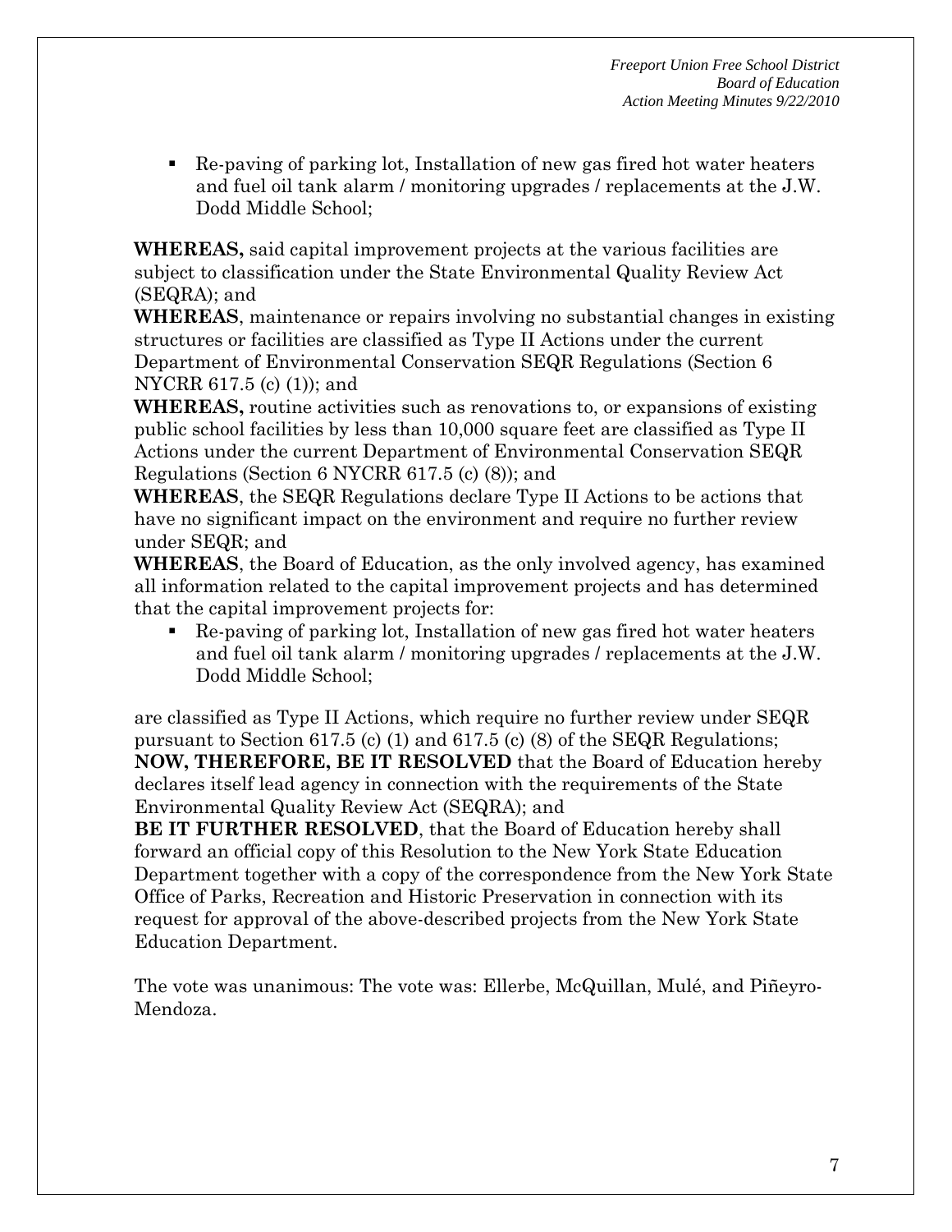- Re-paving of parking lot, Installation of new gas fired hot water heaters and fuel oil tank alarm / monitoring upgrades / replacements at the J.W. Dodd Middle School;

**WHEREAS,** said capital improvement projects at the various facilities are subject to classification under the State Environmental Quality Review Act (SEQRA); and
**WHEREAS**, maintenance or repairs involving no substantial changes in existing structures or facilities are classified as Type II Actions under the current Department of Environmental Conservation SEQR Regulations (Section 6 NYCRR 617.5 (c) (1)); and
**WHEREAS,** routine activities such as renovations to, or expansions of existing public school facilities by less than 10,000 square feet are classified as Type II Actions under the current Department of Environmental Conservation SEQR Regulations (Section 6 NYCRR 617.5 (c) (8)); and
**WHEREAS**, the SEQR Regulations declare Type II Actions to be actions that have no significant impact on the environment and require no further review under SEQR; and
**WHEREAS**, the Board of Education, as the only involved agency, has examined all information related to the capital improvement projects and has determined that the capital improvement projects for:

- Re-paving of parking lot, Installation of new gas fired hot water heaters and fuel oil tank alarm / monitoring upgrades / replacements at the J.W. Dodd Middle School;

are classified as Type II Actions, which require no further review under SEQR pursuant to Section 617.5 (c) (1) and 617.5 (c) (8) of the SEQR Regulations;
**NOW, THEREFORE, BE IT RESOLVED** that the Board of Education hereby declares itself lead agency in connection with the requirements of the State Environmental Quality Review Act (SEQRA); and
**BE IT FURTHER RESOLVED**, that the Board of Education hereby shall forward an official copy of this Resolution to the New York State Education Department together with a copy of the correspondence from the New York State Office of Parks, Recreation and Historic Preservation in connection with its request for approval of the above-described projects from the New York State Education Department.

The vote was unanimous: The vote was: Ellerbe, McQuillan, Mulé, and Piñeyro-Mendoza.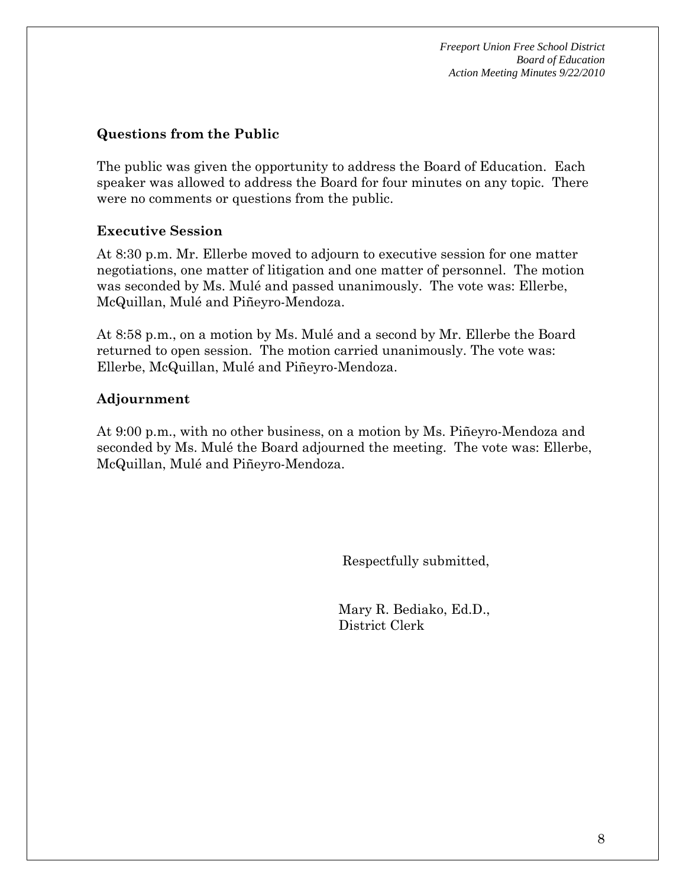### Questions from the Public

The public was given the opportunity to address the Board of Education. Each speaker was allowed to address the Board for four minutes on any topic. There were no comments or questions from the public.

### Executive Session

At 8:30 p.m. Mr. Ellerbe moved to adjourn to executive session for one matter negotiations, one matter of litigation and one matter of personnel. The motion was seconded by Ms. Mulé and passed unanimously. The vote was: Ellerbe, McQuillan, Mulé and Piñeyro-Mendoza.

At 8:58 p.m., on a motion by Ms. Mulé and a second by Mr. Ellerbe the Board returned to open session. The motion carried unanimously. The vote was: Ellerbe, McQuillan, Mulé and Piñeyro-Mendoza.

### Adjournment

At 9:00 p.m., with no other business, on a motion by Ms. Piñeyro-Mendoza and seconded by Ms. Mulé the Board adjourned the meeting. The vote was: Ellerbe, McQuillan, Mulé and Piñeyro-Mendoza.

Respectfully submitted,

Mary R. Bediako, Ed.D.,
District Clerk